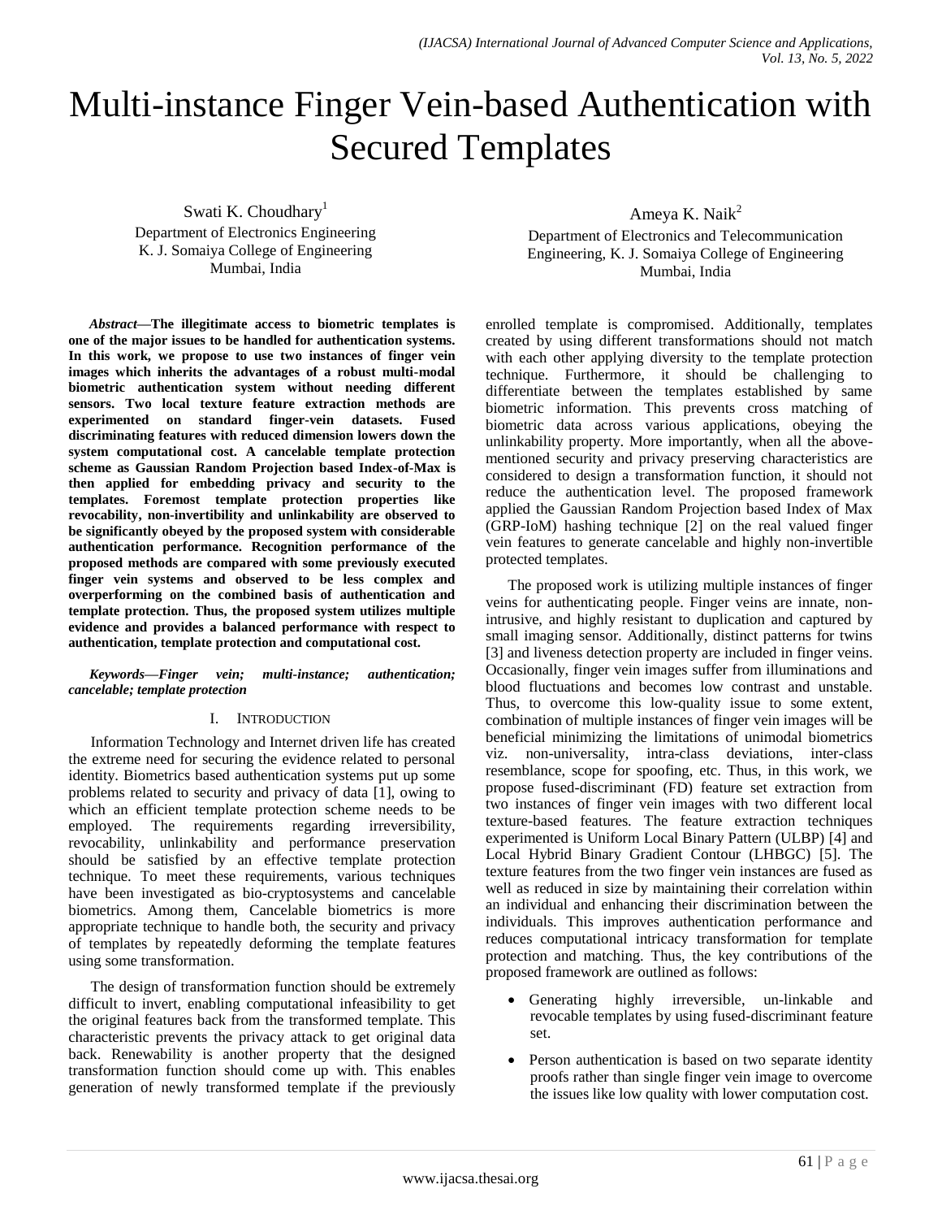# Multi-instance Finger Vein-based Authentication with Secured Templates

Swati K. Choudhary[1]
Department of Electronics Engineering
K. J. Somaiya College of Engineering
Mumbai, India

Ameya K. Naik[2]
Department of Electronics and Telecommunication Engineering, K. J. Somaiya College of Engineering
Mumbai, India

***Abstract*—The illegitimate access to biometric templates is one of the major issues to be handled for authentication systems. In this work, we propose to use two instances of finger vein images which inherits the advantages of a robust multi-modal biometric authentication system without needing different sensors. Two local texture feature extraction methods are experimented on standard finger-vein datasets. Fused discriminating features with reduced dimension lowers down the system computational cost. A cancelable template protection scheme as Gaussian Random Projection based Index-of-Max is then applied for embedding privacy and security to the templates. Foremost template protection properties like revocability, non-invertibility and unlinkability are observed to be significantly obeyed by the proposed system with considerable authentication performance. Recognition performance of the proposed methods are compared with some previously executed finger vein systems and observed to be less complex and overperforming on the combined basis of authentication and template protection. Thus, the proposed system utilizes multiple evidence and provides a balanced performance with respect to authentication, template protection and computational cost.**

***Keywords*—*Finger vein; multi-instance; authentication; cancelable; template protection***

## I. Introduction

Information Technology and Internet driven life has created the extreme need for securing the evidence related to personal identity. Biometrics based authentication systems put up some problems related to security and privacy of data [1], owing to which an efficient template protection scheme needs to be employed. The requirements regarding irreversibility, revocability, unlinkability and performance preservation should be satisfied by an effective template protection technique. To meet these requirements, various techniques have been investigated as bio-cryptosystems and cancelable biometrics. Among them, Cancelable biometrics is more appropriate technique to handle both, the security and privacy of templates by repeatedly deforming the template features using some transformation.

The design of transformation function should be extremely difficult to invert, enabling computational infeasibility to get the original features back from the transformed template. This characteristic prevents the privacy attack to get original data back. Renewability is another property that the designed transformation function should come up with. This enables generation of newly transformed template if the previously enrolled template is compromised. Additionally, templates created by using different transformations should not match with each other applying diversity to the template protection technique. Furthermore, it should be challenging to differentiate between the templates established by same biometric information. This prevents cross matching of biometric data across various applications, obeying the unlinkability property. More importantly, when all the above-mentioned security and privacy preserving characteristics are considered to design a transformation function, it should not reduce the authentication level. The proposed framework applied the Gaussian Random Projection based Index of Max (GRP-IoM) hashing technique [2] on the real valued finger vein features to generate cancelable and highly non-invertible protected templates.

The proposed work is utilizing multiple instances of finger veins for authenticating people. Finger veins are innate, non-intrusive, and highly resistant to duplication and captured by small imaging sensor. Additionally, distinct patterns for twins [3] and liveness detection property are included in finger veins. Occasionally, finger vein images suffer from illuminations and blood fluctuations and becomes low contrast and unstable. Thus, to overcome this low-quality issue to some extent, combination of multiple instances of finger vein images will be beneficial minimizing the limitations of unimodal biometrics viz. non-universality, intra-class deviations, inter-class resemblance, scope for spoofing, etc. Thus, in this work, we propose fused-discriminant (FD) feature set extraction from two instances of finger vein images with two different local texture-based features. The feature extraction techniques experimented is Uniform Local Binary Pattern (ULBP) [4] and Local Hybrid Binary Gradient Contour (LHBGC) [5]. The texture features from the two finger vein instances are fused as well as reduced in size by maintaining their correlation within an individual and enhancing their discrimination between the individuals. This improves authentication performance and reduces computational intricacy transformation for template protection and matching. Thus, the key contributions of the proposed framework are outlined as follows:

- Generating highly irreversible, un-linkable and revocable templates by using fused-discriminant feature set.
- Person authentication is based on two separate identity proofs rather than single finger vein image to overcome the issues like low quality with lower computation cost.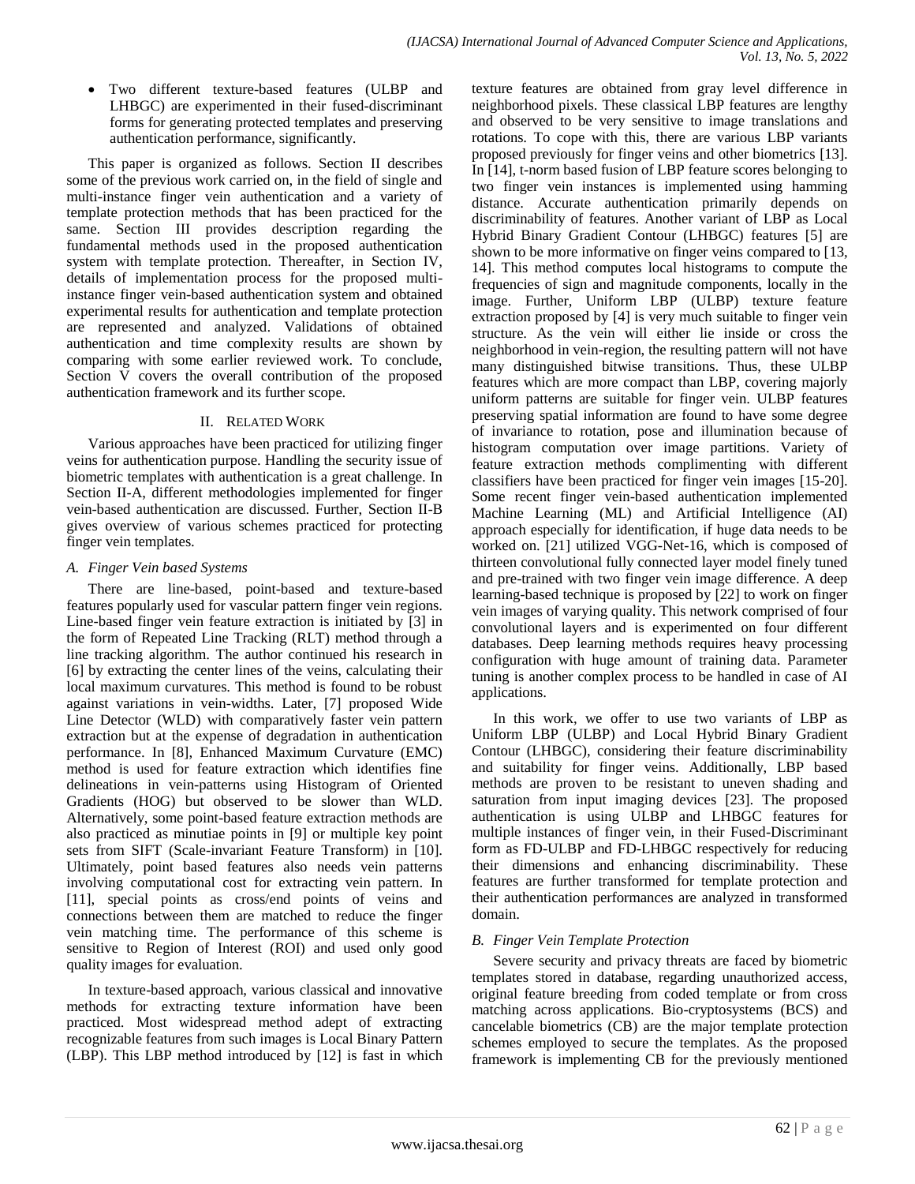- Two different texture-based features (ULBP and LHBGC) are experimented in their fused-discriminant forms for generating protected templates and preserving authentication performance, significantly.

This paper is organized as follows. Section II describes some of the previous work carried on, in the field of single and multi-instance finger vein authentication and a variety of template protection methods that has been practiced for the same. Section III provides description regarding the fundamental methods used in the proposed authentication system with template protection. Thereafter, in Section IV, details of implementation process for the proposed multi-instance finger vein-based authentication system and obtained experimental results for authentication and template protection are represented and analyzed. Validations of obtained authentication and time complexity results are shown by comparing with some earlier reviewed work. To conclude, Section V covers the overall contribution of the proposed authentication framework and its further scope.

## II. Related Work

Various approaches have been practiced for utilizing finger veins for authentication purpose. Handling the security issue of biometric templates with authentication is a great challenge. In Section II-A, different methodologies implemented for finger vein-based authentication are discussed. Further, Section II-B gives overview of various schemes practiced for protecting finger vein templates.

### *A. Finger Vein based Systems*

There are line-based, point-based and texture-based features popularly used for vascular pattern finger vein regions. Line-based finger vein feature extraction is initiated by [3] in the form of Repeated Line Tracking (RLT) method through a line tracking algorithm. The author continued his research in [6] by extracting the center lines of the veins, calculating their local maximum curvatures. This method is found to be robust against variations in vein-widths. Later, [7] proposed Wide Line Detector (WLD) with comparatively faster vein pattern extraction but at the expense of degradation in authentication performance. In [8], Enhanced Maximum Curvature (EMC) method is used for feature extraction which identifies fine delineations in vein-patterns using Histogram of Oriented Gradients (HOG) but observed to be slower than WLD. Alternatively, some point-based feature extraction methods are also practiced as minutiae points in [9] or multiple key point sets from SIFT (Scale-invariant Feature Transform) in [10]. Ultimately, point based features also needs vein patterns involving computational cost for extracting vein pattern. In [11], special points as cross/end points of veins and connections between them are matched to reduce the finger vein matching time. The performance of this scheme is sensitive to Region of Interest (ROI) and used only good quality images for evaluation.

In texture-based approach, various classical and innovative methods for extracting texture information have been practiced. Most widespread method adept of extracting recognizable features from such images is Local Binary Pattern (LBP). This LBP method introduced by [12] is fast in which texture features are obtained from gray level difference in neighborhood pixels. These classical LBP features are lengthy and observed to be very sensitive to image translations and rotations. To cope with this, there are various LBP variants proposed previously for finger veins and other biometrics [13]. In [14], t-norm based fusion of LBP feature scores belonging to two finger vein instances is implemented using hamming distance. Accurate authentication primarily depends on discriminability of features. Another variant of LBP as Local Hybrid Binary Gradient Contour (LHBGC) features [5] are shown to be more informative on finger veins compared to [13, 14]. This method computes local histograms to compute the frequencies of sign and magnitude components, locally in the image. Further, Uniform LBP (ULBP) texture feature extraction proposed by [4] is very much suitable to finger vein structure. As the vein will either lie inside or cross the neighborhood in vein-region, the resulting pattern will not have many distinguished bitwise transitions. Thus, these ULBP features which are more compact than LBP, covering majorly uniform patterns are suitable for finger vein. ULBP features preserving spatial information are found to have some degree of invariance to rotation, pose and illumination because of histogram computation over image partitions. Variety of feature extraction methods complimenting with different classifiers have been practiced for finger vein images [15-20]. Some recent finger vein-based authentication implemented Machine Learning (ML) and Artificial Intelligence (AI) approach especially for identification, if huge data needs to be worked on. [21] utilized VGG-Net-16, which is composed of thirteen convolutional fully connected layer model finely tuned and pre-trained with two finger vein image difference. A deep learning-based technique is proposed by [22] to work on finger vein images of varying quality. This network comprised of four convolutional layers and is experimented on four different databases. Deep learning methods requires heavy processing configuration with huge amount of training data. Parameter tuning is another complex process to be handled in case of AI applications.

In this work, we offer to use two variants of LBP as Uniform LBP (ULBP) and Local Hybrid Binary Gradient Contour (LHBGC), considering their feature discriminability and suitability for finger veins. Additionally, LBP based methods are proven to be resistant to uneven shading and saturation from input imaging devices [23]. The proposed authentication is using ULBP and LHBGC features for multiple instances of finger vein, in their Fused-Discriminant form as FD-ULBP and FD-LHBGC respectively for reducing their dimensions and enhancing discriminability. These features are further transformed for template protection and their authentication performances are analyzed in transformed domain.

### *B. Finger Vein Template Protection*

Severe security and privacy threats are faced by biometric templates stored in database, regarding unauthorized access, original feature breeding from coded template or from cross matching across applications. Bio-cryptosystems (BCS) and cancelable biometrics (CB) are the major template protection schemes employed to secure the templates. As the proposed framework is implementing CB for the previously mentioned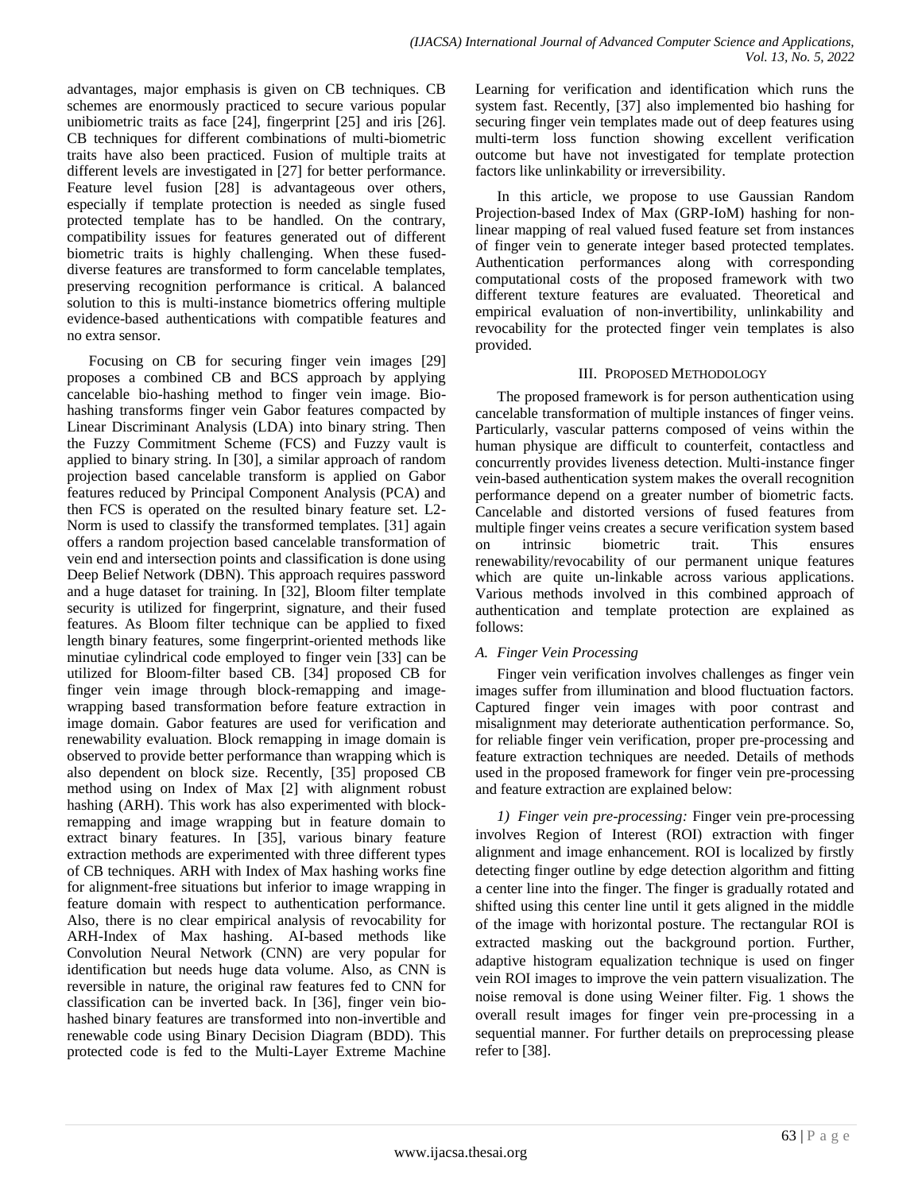advantages, major emphasis is given on CB techniques. CB schemes are enormously practiced to secure various popular unibiometric traits as face [24], fingerprint [25] and iris [26]. CB techniques for different combinations of multi-biometric traits have also been practiced. Fusion of multiple traits at different levels are investigated in [27] for better performance. Feature level fusion [28] is advantageous over others, especially if template protection is needed as single fused protected template has to be handled. On the contrary, compatibility issues for features generated out of different biometric traits is highly challenging. When these fused-diverse features are transformed to form cancelable templates, preserving recognition performance is critical. A balanced solution to this is multi-instance biometrics offering multiple evidence-based authentications with compatible features and no extra sensor.

Focusing on CB for securing finger vein images [29] proposes a combined CB and BCS approach by applying cancelable bio-hashing method to finger vein image. Bio-hashing transforms finger vein Gabor features compacted by Linear Discriminant Analysis (LDA) into binary string. Then the Fuzzy Commitment Scheme (FCS) and Fuzzy vault is applied to binary string. In [30], a similar approach of random projection based cancelable transform is applied on Gabor features reduced by Principal Component Analysis (PCA) and then FCS is operated on the resulted binary feature set. L2-Norm is used to classify the transformed templates. [31] again offers a random projection based cancelable transformation of vein end and intersection points and classification is done using Deep Belief Network (DBN). This approach requires password and a huge dataset for training. In [32], Bloom filter template security is utilized for fingerprint, signature, and their fused features. As Bloom filter technique can be applied to fixed length binary features, some fingerprint-oriented methods like minutiae cylindrical code employed to finger vein [33] can be utilized for Bloom-filter based CB. [34] proposed CB for finger vein image through block-remapping and image-wrapping based transformation before feature extraction in image domain. Gabor features are used for verification and renewability evaluation. Block remapping in image domain is observed to provide better performance than wrapping which is also dependent on block size. Recently, [35] proposed CB method using on Index of Max [2] with alignment robust hashing (ARH). This work has also experimented with block-remapping and image wrapping but in feature domain to extract binary features. In [35], various binary feature extraction methods are experimented with three different types of CB techniques. ARH with Index of Max hashing works fine for alignment-free situations but inferior to image wrapping in feature domain with respect to authentication performance. Also, there is no clear empirical analysis of revocability for ARH-Index of Max hashing. AI-based methods like Convolution Neural Network (CNN) are very popular for identification but needs huge data volume. Also, as CNN is reversible in nature, the original raw features fed to CNN for classification can be inverted back. In [36], finger vein bio-hashed binary features are transformed into non-invertible and renewable code using Binary Decision Diagram (BDD). This protected code is fed to the Multi-Layer Extreme Machine Learning for verification and identification which runs the system fast. Recently, [37] also implemented bio hashing for securing finger vein templates made out of deep features using multi-term loss function showing excellent verification outcome but have not investigated for template protection factors like unlinkability or irreversibility.

In this article, we propose to use Gaussian Random Projection-based Index of Max (GRP-IoM) hashing for non-linear mapping of real valued fused feature set from instances of finger vein to generate integer based protected templates. Authentication performances along with corresponding computational costs of the proposed framework with two different texture features are evaluated. Theoretical and empirical evaluation of non-invertibility, unlinkability and revocability for the protected finger vein templates is also provided.

## III. Proposed Methodology

The proposed framework is for person authentication using cancelable transformation of multiple instances of finger veins. Particularly, vascular patterns composed of veins within the human physique are difficult to counterfeit, contactless and concurrently provides liveness detection. Multi-instance finger vein-based authentication system makes the overall recognition performance depend on a greater number of biometric facts. Cancelable and distorted versions of fused features from multiple finger veins creates a secure verification system based on intrinsic biometric trait. This ensures renewability/revocability of our permanent unique features which are quite un-linkable across various applications. Various methods involved in this combined approach of authentication and template protection are explained as follows:

### *A. Finger Vein Processing*

Finger vein verification involves challenges as finger vein images suffer from illumination and blood fluctuation factors. Captured finger vein images with poor contrast and misalignment may deteriorate authentication performance. So, for reliable finger vein verification, proper pre-processing and feature extraction techniques are needed. Details of methods used in the proposed framework for finger vein pre-processing and feature extraction are explained below:

*1) Finger vein pre-processing:* Finger vein pre-processing involves Region of Interest (ROI) extraction with finger alignment and image enhancement. ROI is localized by firstly detecting finger outline by edge detection algorithm and fitting a center line into the finger. The finger is gradually rotated and shifted using this center line until it gets aligned in the middle of the image with horizontal posture. The rectangular ROI is extracted masking out the background portion. Further, adaptive histogram equalization technique is used on finger vein ROI images to improve the vein pattern visualization. The noise removal is done using Weiner filter. Fig. 1 shows the overall result images for finger vein pre-processing in a sequential manner. For further details on preprocessing please refer to [38].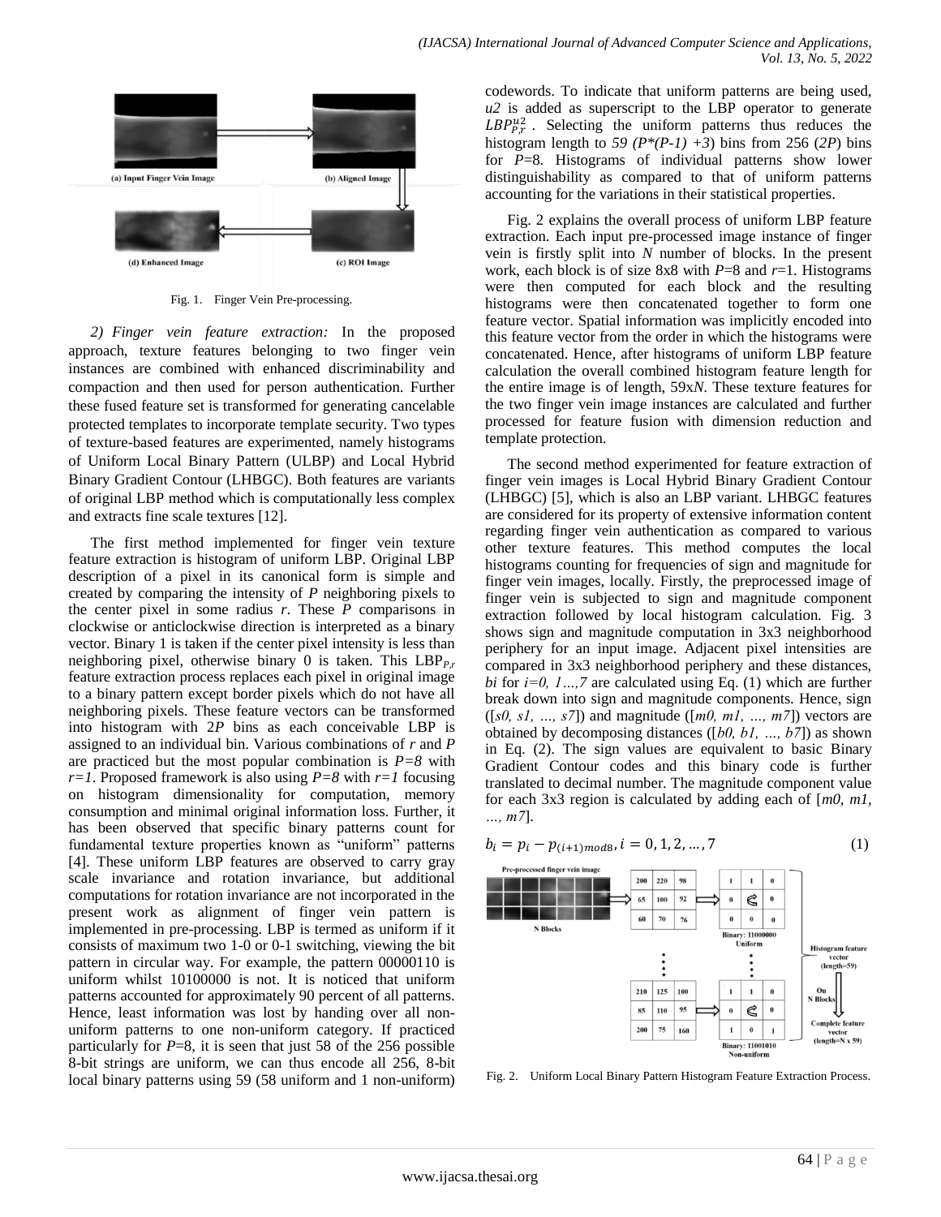Fig. 1. Finger Vein Pre-processing.

*2) Finger vein feature extraction:* In the proposed approach, texture features belonging to two finger vein instances are combined with enhanced discriminability and compaction and then used for person authentication. Further these fused feature set is transformed for generating cancelable protected templates to incorporate template security. Two types of texture-based features are experimented, namely histograms of Uniform Local Binary Pattern (ULBP) and Local Hybrid Binary Gradient Contour (LHBGC). Both features are variants of original LBP method which is computationally less complex and extracts fine scale textures [12].

The first method implemented for finger vein texture feature extraction is histogram of uniform LBP. Original LBP description of a pixel in its canonical form is simple and created by comparing the intensity of $P$ neighboring pixels to the center pixel in some radius $r$. These $P$ comparisons in clockwise or anticlockwise direction is interpreted as a binary vector. Binary 1 is taken if the center pixel intensity is less than neighboring pixel, otherwise binary 0 is taken. This $LBP_{P,r}$ feature extraction process replaces each pixel in original image to a binary pattern except border pixels which do not have all neighboring pixels. These feature vectors can be transformed into histogram with $2P$ bins as each conceivable LBP is assigned to an individual bin. Various combinations of $r$ and $P$ are practiced but the most popular combination is $P=8$ with $r=1$. Proposed framework is also using $P=8$ with $r=1$ focusing on histogram dimensionality for computation, memory consumption and minimal original information loss. Further, it has been observed that specific binary patterns count for fundamental texture properties known as "uniform" patterns [4]. These uniform LBP features are observed to carry gray scale invariance and rotation invariance, but additional computations for rotation invariance are not incorporated in the present work as alignment of finger vein pattern is implemented in pre-processing. LBP is termed as uniform if it consists of maximum two 1-0 or 0-1 switching, viewing the bit pattern in circular way. For example, the pattern 00000110 is uniform whilst 10100000 is not. It is noticed that uniform patterns accounted for approximately 90 percent of all patterns. Hence, least information was lost by handing over all non-uniform patterns to one non-uniform category. If practiced particularly for $P$=8, it is seen that just 58 of the 256 possible 8-bit strings are uniform, we can thus encode all 256, 8-bit local binary patterns using 59 (58 uniform and 1 non-uniform) codewords. To indicate that uniform patterns are being used, *u2* is added as superscript to the LBP operator to generate $LBP^{u2}_{P,r}$. Selecting the uniform patterns thus reduces the histogram length to $59$ $(P*(P-1)+3)$ bins from 256 ($2P$) bins for $P$=8. Histograms of individual patterns show lower distinguishability as compared to that of uniform patterns accounting for the variations in their statistical properties.

Fig. 2 explains the overall process of uniform LBP feature extraction. Each input pre-processed image instance of finger vein is firstly split into $N$ number of blocks. In the present work, each block is of size 8x8 with $P$=8 and $r$=1. Histograms were then computed for each block and the resulting histograms were then concatenated together to form one feature vector. Spatial information was implicitly encoded into this feature vector from the order in which the histograms were concatenated. Hence, after histograms of uniform LBP feature calculation the overall combined histogram feature length for the entire image is of length, 59x$N$. These texture features for the two finger vein image instances are calculated and further processed for feature fusion with dimension reduction and template protection.

The second method experimented for feature extraction of finger vein images is Local Hybrid Binary Gradient Contour (LHBGC) [5], which is also an LBP variant. LHBGC features are considered for its property of extensive information content regarding finger vein authentication as compared to various other texture features. This method computes the local histograms counting for frequencies of sign and magnitude for finger vein images, locally. Firstly, the preprocessed image of finger vein is subjected to sign and magnitude component extraction followed by local histogram calculation. Fig. 3 shows sign and magnitude computation in 3x3 neighborhood periphery for an input image. Adjacent pixel intensities are compared in 3x3 neighborhood periphery and these distances, $b_i$ for $i=0, 1..., 7$ are calculated using Eq. (1) which are further break down into sign and magnitude components. Hence, sign ($[s_0, s_1, ..., s_7]$) and magnitude ($[m_0, m_1, ..., m_7]$) vectors are obtained by decomposing distances ($[b_0, b_1, ..., b_7]$) as shown in Eq. (2). The sign values are equivalent to basic Binary Gradient Contour codes and this binary code is further translated to decimal number. The magnitude component value for each 3x3 region is calculated by adding each of $[m_0, m_1, ..., m_7]$.

$$b_i = p_i - p_{(i+1) mod 8}, i = 0, 1, 2, ..., 7 \tag{1}$$

Fig. 2. Uniform Local Binary Pattern Histogram Feature Extraction Process.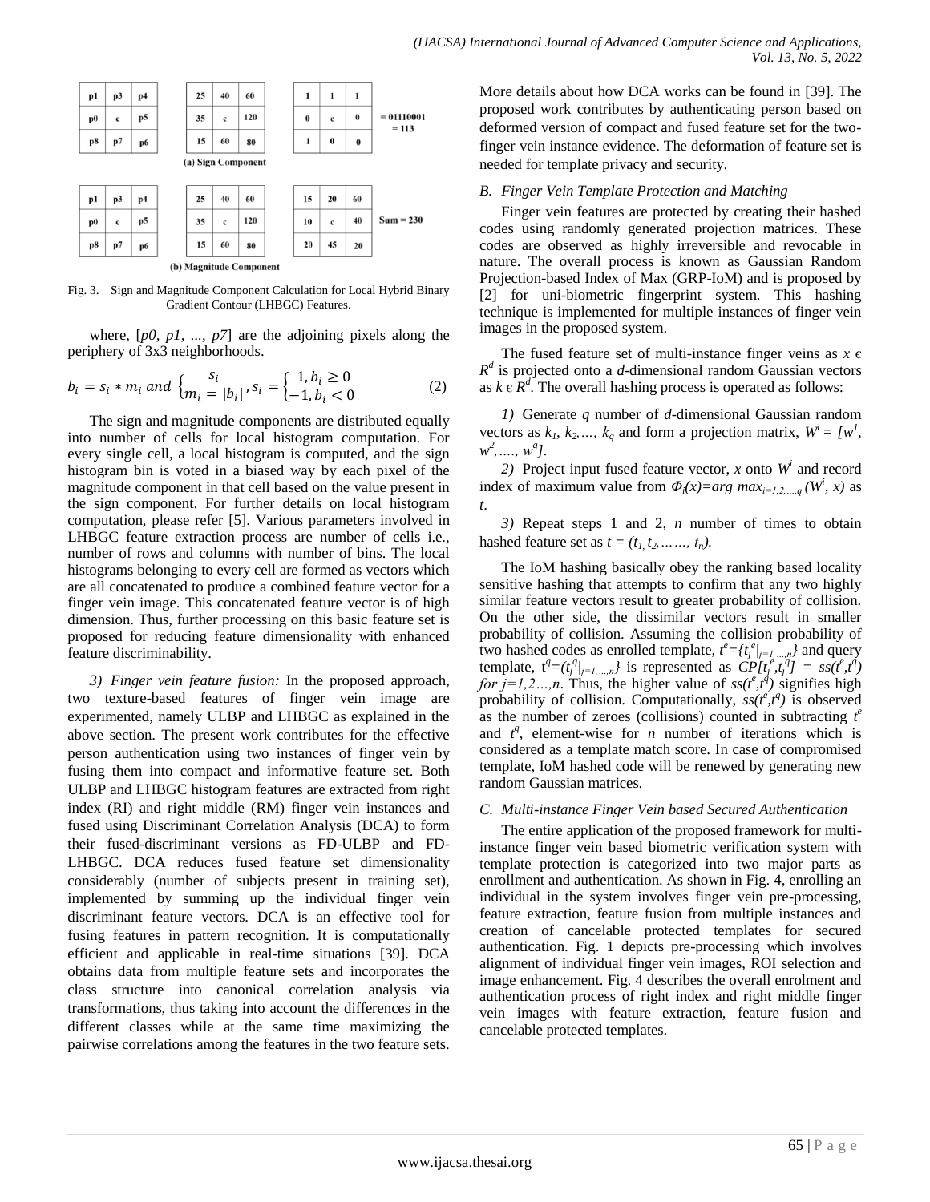| p1 | p3 | p4 |
|---|---|---|
| p0 | c | p5 |
| p8 | p7 | p6 |

| 25 | 40 | 60 |
|---|---|---|
| 35 | c | 120 |
| 15 | 60 | 80 |

| 1 | 1 | 1 |
|---|---|---|
| 0 | c | 0 |
| 1 | 0 | 0 |

= 01110001 = 113

(a) Sign Component

| p1 | p3 | p4 |
|---|---|---|
| p0 | c | p5 |
| p8 | p7 | p6 |

| 25 | 40 | 60 |
|---|---|---|
| 35 | c | 120 |
| 15 | 60 | 80 |

| 15 | 20 | 60 |
|---|---|---|
| 10 | c | 40 |
| 20 | 45 | 20 |

Sum = 230

(b) Magnitude Component

Fig. 3. Sign and Magnitude Component Calculation for Local Hybrid Binary Gradient Contour (LHBGC) Features.

where, [*p0, p1, ..., p7*] are the adjoining pixels along the periphery of 3x3 neighborhoods.

$$b_i = s_i * m_i \text{ and } \begin{cases} s_i \\ m_i = |b_i| \end{cases}, s_i = \begin{cases} 1, b_i \geq 0 \\ -1, b_i < 0 \end{cases} \quad (2)$$

The sign and magnitude components are distributed equally into number of cells for local histogram computation. For every single cell, a local histogram is computed, and the sign histogram bin is voted in a biased way by each pixel of the magnitude component in that cell based on the value present in the sign component. For further details on local histogram computation, please refer [5]. Various parameters involved in LHBGC feature extraction process are number of cells i.e., number of rows and columns with number of bins. The local histograms belonging to every cell are formed as vectors which are all concatenated to produce a combined feature vector for a finger vein image. This concatenated feature vector is of high dimension. Thus, further processing on this basic feature set is proposed for reducing feature dimensionality with enhanced feature discriminability.

*3) Finger vein feature fusion:* In the proposed approach, two texture-based features of finger vein image are experimented, namely ULBP and LHBGC as explained in the above section. The present work contributes for the effective person authentication using two instances of finger vein by fusing them into compact and informative feature set. Both ULBP and LHBGC histogram features are extracted from right index (RI) and right middle (RM) finger vein instances and fused using Discriminant Correlation Analysis (DCA) to form their fused-discriminant versions as FD-ULBP and FD-LHBGC. DCA reduces fused feature set dimensionality considerably (number of subjects present in training set), implemented by summing up the individual finger vein discriminant feature vectors. DCA is an effective tool for fusing features in pattern recognition. It is computationally efficient and applicable in real-time situations [39]. DCA obtains data from multiple feature sets and incorporates the class structure into canonical correlation analysis via transformations, thus taking into account the differences in the different classes while at the same time maximizing the pairwise correlations among the features in the two feature sets. More details about how DCA works can be found in [39]. The proposed work contributes by authenticating person based on deformed version of compact and fused feature set for the two-finger vein instance evidence. The deformation of feature set is needed for template privacy and security.

## *B. Finger Vein Template Protection and Matching*

Finger vein features are protected by creating their hashed codes using randomly generated projection matrices. These codes are observed as highly irreversible and revocable in nature. The overall process is known as Gaussian Random Projection-based Index of Max (GRP-IoM) and is proposed by [2] for uni-biometric fingerprint system. This hashing technique is implemented for multiple instances of finger vein images in the proposed system.

The fused feature set of multi-instance finger veins as $x \in R^d$ is projected onto a $d$-dimensional random Gaussian vectors as $k \in R^d$. The overall hashing process is operated as follows:

*1)* Generate $q$ number of $d$-dimensional Gaussian random vectors as $k_1, k_2, \ldots, k_q$ and form a projection matrix, $W^i = [w^1, w^2, \ldots, w^q]$.

*2)* Project input fused feature vector, $x$ onto $W^i$ and record index of maximum value from $\Phi_i(x) = \arg\max_{i=1,2,\ldots,q} (W^i, x)$ as $t$.

*3)* Repeat steps 1 and 2, $n$ number of times to obtain hashed feature set as $t = (t_1, t_2, \ldots, t_n)$.

The IoM hashing basically obey the ranking based locality sensitive hashing that attempts to confirm that any two highly similar feature vectors result to greater probability of collision. On the other side, the dissimilar vectors result in smaller probability of collision. Assuming the collision probability of two hashed codes as enrolled template, $t^e = \{t_j^e|_{j=1,\ldots,n}\}$ and query template, $t^q = (t_j^q|_{j=1,\ldots,n}\}$ is represented as $CP[t_j^e, t_j^q] = ss(t^e, t^q)$ *for* $j=1,2\ldots,n$. Thus, the higher value of $ss(t^e, t^q)$ signifies high probability of collision. Computationally, $ss(t^e, t^q)$ is observed as the number of zeroes (collisions) counted in subtracting $t^e$ and $t^q$, element-wise for $n$ number of iterations which is considered as a template match score. In case of compromised template, IoM hashed code will be renewed by generating new random Gaussian matrices.

## *C. Multi-instance Finger Vein based Secured Authentication*

The entire application of the proposed framework for multi-instance finger vein based biometric verification system with template protection is categorized into two major parts as enrollment and authentication. As shown in Fig. 4, enrolling an individual in the system involves finger vein pre-processing, feature extraction, feature fusion from multiple instances and creation of cancelable protected templates for secured authentication. Fig. 1 depicts pre-processing which involves alignment of individual finger vein images, ROI selection and image enhancement. Fig. 4 describes the overall enrolment and authentication process of right index and right middle finger vein images with feature extraction, feature fusion and cancelable protected templates.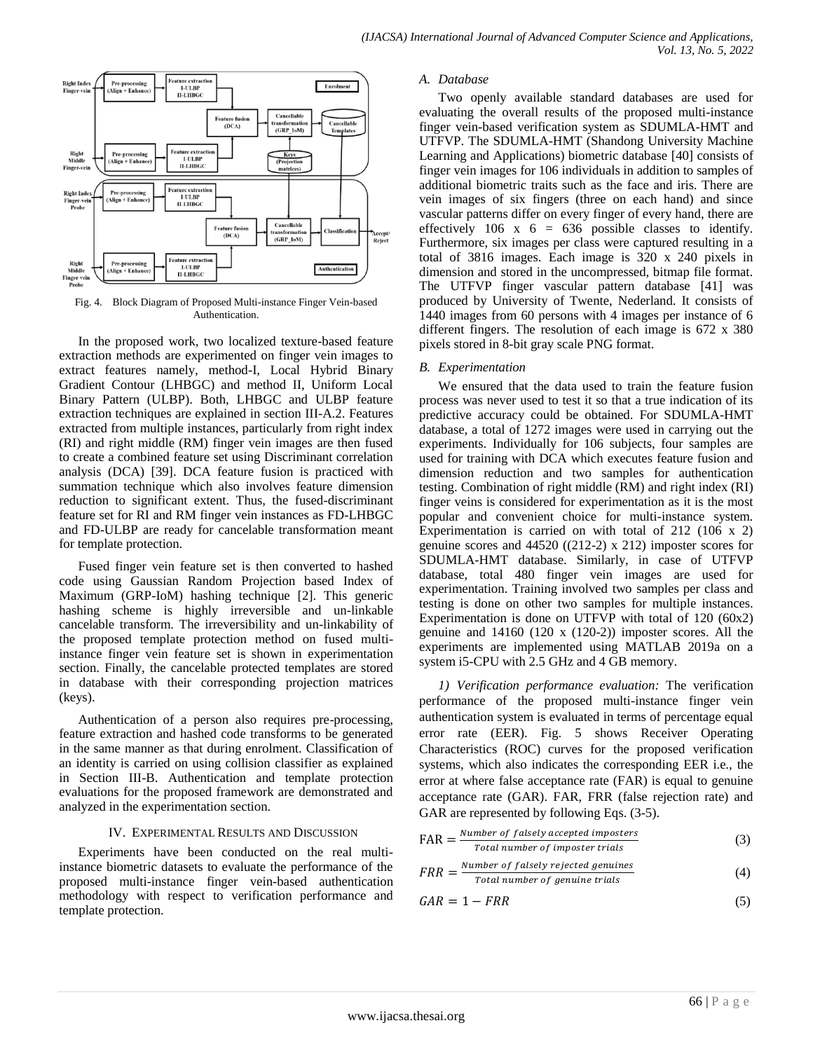Fig. 4. Block Diagram of Proposed Multi-instance Finger Vein-based Authentication.

In the proposed work, two localized texture-based feature extraction methods are experimented on finger vein images to extract features namely, method-I, Local Hybrid Binary Gradient Contour (LHBGC) and method II, Uniform Local Binary Pattern (ULBP). Both, LHBGC and ULBP feature extraction techniques are explained in section III-A.2. Features extracted from multiple instances, particularly from right index (RI) and right middle (RM) finger vein images are then fused to create a combined feature set using Discriminant correlation analysis (DCA) [39]. DCA feature fusion is practiced with summation technique which also involves feature dimension reduction to significant extent. Thus, the fused-discriminant feature set for RI and RM finger vein instances as FD-LHBGC and FD-ULBP are ready for cancelable transformation meant for template protection.

Fused finger vein feature set is then converted to hashed code using Gaussian Random Projection based Index of Maximum (GRP-IoM) hashing technique [2]. This generic hashing scheme is highly irreversible and un-linkable cancelable transform. The irreversibility and un-linkability of the proposed template protection method on fused multi-instance finger vein feature set is shown in experimentation section. Finally, the cancelable protected templates are stored in database with their corresponding projection matrices (keys).

Authentication of a person also requires pre-processing, feature extraction and hashed code transforms to be generated in the same manner as that during enrolment. Classification of an identity is carried on using collision classifier as explained in Section III-B. Authentication and template protection evaluations for the proposed framework are demonstrated and analyzed in the experimentation section.

## IV. Experimental Results and Discussion

Experiments have been conducted on the real multi-instance biometric datasets to evaluate the performance of the proposed multi-instance finger vein-based authentication methodology with respect to verification performance and template protection.

### A. Database

Two openly available standard databases are used for evaluating the overall results of the proposed multi-instance finger vein-based verification system as SDUMLA-HMT and UTFVP. The SDUMLA-HMT (Shandong University Machine Learning and Applications) biometric database [40] consists of finger vein images for 106 individuals in addition to samples of additional biometric traits such as the face and iris. There are vein images of six fingers (three on each hand) and since vascular patterns differ on every finger of every hand, there are effectively 106 x 6 = 636 possible classes to identify. Furthermore, six images per class were captured resulting in a total of 3816 images. Each image is 320 x 240 pixels in dimension and stored in the uncompressed, bitmap file format. The UTFVP finger vascular pattern database [41] was produced by University of Twente, Nederland. It consists of 1440 images from 60 persons with 4 images per instance of 6 different fingers. The resolution of each image is 672 x 380 pixels stored in 8-bit gray scale PNG format.

### B. Experimentation

We ensured that the data used to train the feature fusion process was never used to test it so that a true indication of its predictive accuracy could be obtained. For SDUMLA-HMT database, a total of 1272 images were used in carrying out the experiments. Individually for 106 subjects, four samples are used for training with DCA which executes feature fusion and dimension reduction and two samples for authentication testing. Combination of right middle (RM) and right index (RI) finger veins is considered for experimentation as it is the most popular and convenient choice for multi-instance system. Experimentation is carried on with total of 212 (106 x 2) genuine scores and 44520 ((212-2) x 212) imposter scores for SDUMLA-HMT database. Similarly, in case of UTFVP database, total 480 finger vein images are used for experimentation. Training involved two samples per class and testing is done on other two samples for multiple instances. Experimentation is done on UTFVP with total of 120 (60x2) genuine and 14160 (120 x (120-2)) imposter scores. All the experiments are implemented using MATLAB 2019a on a system i5-CPU with 2.5 GHz and 4 GB memory.

*1) Verification performance evaluation:* The verification performance of the proposed multi-instance finger vein authentication system is evaluated in terms of percentage equal error rate (EER). Fig. 5 shows Receiver Operating Characteristics (ROC) curves for the proposed verification systems, which also indicates the corresponding EER i.e., the error at where false acceptance rate (FAR) is equal to genuine acceptance rate (GAR). FAR, FRR (false rejection rate) and GAR are represented by following Eqs. (3-5).

$$\mathrm{FAR} = \frac{\textit{Number of falsely accepted imposters}}{\textit{Total number of imposter trials}} \tag{3}$$

$$FRR = \frac{\textit{Number of falsely rejected genuines}}{\textit{Total number of genuine trials}} \tag{4}$$

$$GAR = 1 - FRR \tag{5}$$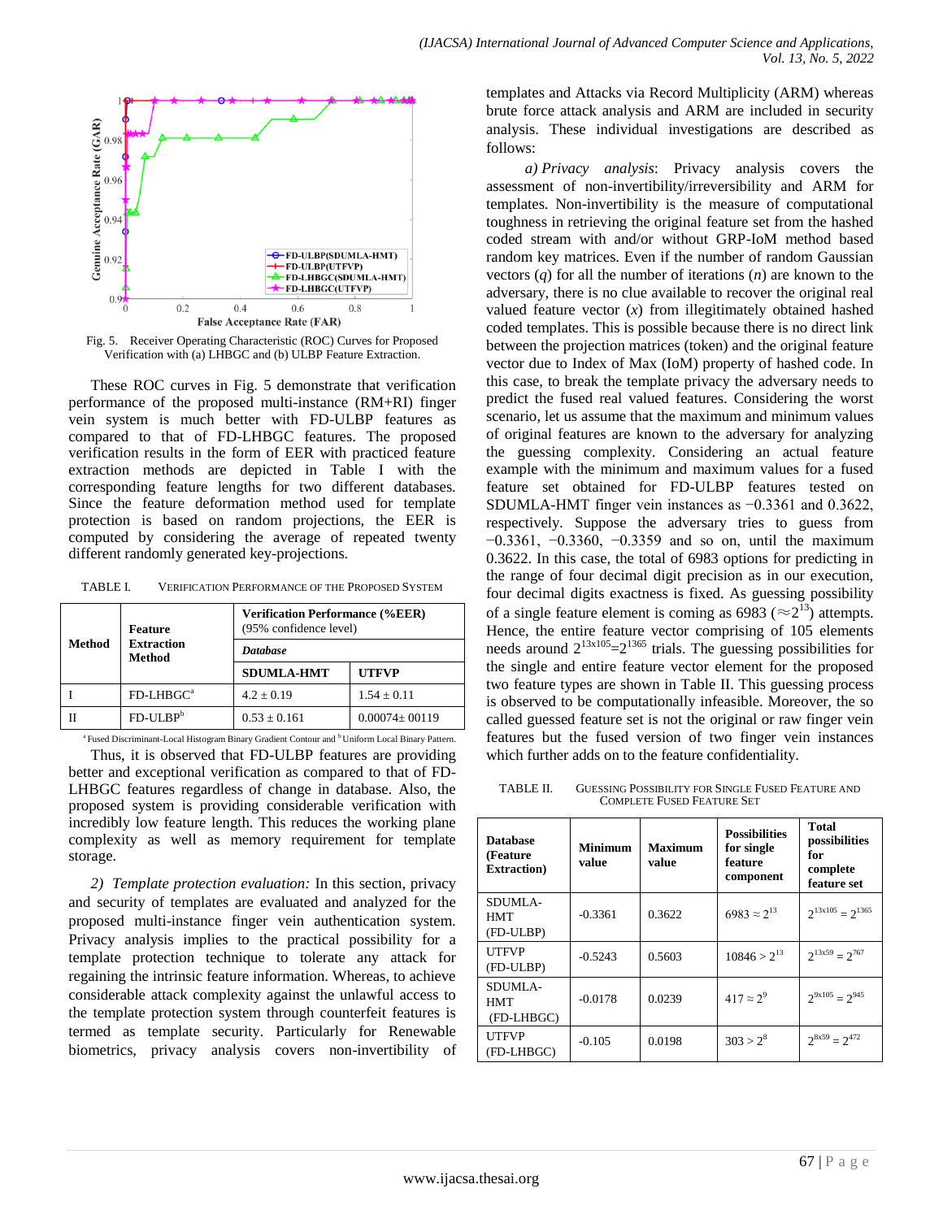Fig. 5. Receiver Operating Characteristic (ROC) Curves for Proposed Verification with (a) LHBGC and (b) ULBP Feature Extraction.

These ROC curves in Fig. 5 demonstrate that verification performance of the proposed multi-instance (RM+RI) finger vein system is much better with FD-ULBP features as compared to that of FD-LHBGC features. The proposed verification results in the form of EER with practiced feature extraction methods are depicted in Table I with the corresponding feature lengths for two different databases. Since the feature deformation method used for template protection is based on random projections, the EER is computed by considering the average of repeated twenty different randomly generated key-projections.

TABLE I. VERIFICATION PERFORMANCE OF THE PROPOSED SYSTEM

| Method | Feature Extraction Method | Verification Performance (%EER) (95% confidence level) | |
|---|---|---|---|
| | | *Database* | |
| | | SDUMLA-HMT | UTFVP |
| I | FD-LHBGC[a] | 4.2 ± 0.19 | 1.54 ± 0.11 |
| II | FD-ULBP[b] | 0.53 ± 0.161 | 0.00074± 00119 |

[a] Fused Discriminant-Local Histogram Binary Gradient Contour and [b] Uniform Local Binary Pattern.

Thus, it is observed that FD-ULBP features are providing better and exceptional verification as compared to that of FD-LHBGC features regardless of change in database. Also, the proposed system is providing considerable verification with incredibly low feature length. This reduces the working plane complexity as well as memory requirement for template storage.

*2) Template protection evaluation:* In this section, privacy and security of templates are evaluated and analyzed for the proposed multi-instance finger vein authentication system. Privacy analysis implies to the practical possibility for a template protection technique to tolerate any attack for regaining the intrinsic feature information. Whereas, to achieve considerable attack complexity against the unlawful access to the template protection system through counterfeit features is termed as template security. Particularly for Renewable biometrics, privacy analysis covers non-invertibility of templates and Attacks via Record Multiplicity (ARM) whereas brute force attack analysis and ARM are included in security analysis. These individual investigations are described as follows:

*a) Privacy analysis*: Privacy analysis covers the assessment of non-invertibility/irreversibility and ARM for templates. Non-invertibility is the measure of computational toughness in retrieving the original feature set from the hashed coded stream with and/or without GRP-IoM method based random key matrices. Even if the number of random Gaussian vectors ($q$) for all the number of iterations ($n$) are known to the adversary, there is no clue available to recover the original real valued feature vector ($x$) from illegitimately obtained hashed coded templates. This is possible because there is no direct link between the projection matrices (token) and the original feature vector due to Index of Max (IoM) property of hashed code. In this case, to break the template privacy the adversary needs to predict the fused real valued features. Considering the worst scenario, let us assume that the maximum and minimum values of original features are known to the adversary for analyzing the guessing complexity. Considering an actual feature example with the minimum and maximum values for a fused feature set obtained for FD-ULBP features tested on SDUMLA-HMT finger vein instances as −0.3361 and 0.3622, respectively. Suppose the adversary tries to guess from −0.3361, −0.3360, −0.3359 and so on, until the maximum 0.3622. In this case, the total of 6983 options for predicting in the range of four decimal digit precision as in our execution, four decimal digits exactness is fixed. As guessing possibility of a single feature element is coming as 6983 ($\approx 2^{13}$) attempts. Hence, the entire feature vector comprising of 105 elements needs around $2^{13\times105}=2^{1365}$ trials. The guessing possibilities for the single and entire feature vector element for the proposed two feature types are shown in Table II. This guessing process is observed to be computationally infeasible. Moreover, the so called guessed feature set is not the original or raw finger vein features but the fused version of two finger vein instances which further adds on to the feature confidentiality.

TABLE II. GUESSING POSSIBILITY FOR SINGLE FUSED FEATURE AND COMPLETE FUSED FEATURE SET

| Database (Feature Extraction) | Minimum value | Maximum value | Possibilities for single feature component | Total possibilities for complete feature set |
|---|---|---|---|---|
| SDUMLA-HMT (FD-ULBP) | -0.3361 | 0.3622 | $6983 \approx 2^{13}$ | $2^{13\times105} = 2^{1365}$ |
| UTFVP (FD-ULBP) | -0.5243 | 0.5603 | $10846 > 2^{13}$ | $2^{13\times59} = 2^{767}$ |
| SDUMLA-HMT (FD-LHBGC) | -0.0178 | 0.0239 | $417 \approx 2^{9}$ | $2^{9\times105} = 2^{945}$ |
| UTFVP (FD-LHBGC) | -0.105 | 0.0198 | $303 > 2^{8}$ | $2^{8\times59} = 2^{472}$ |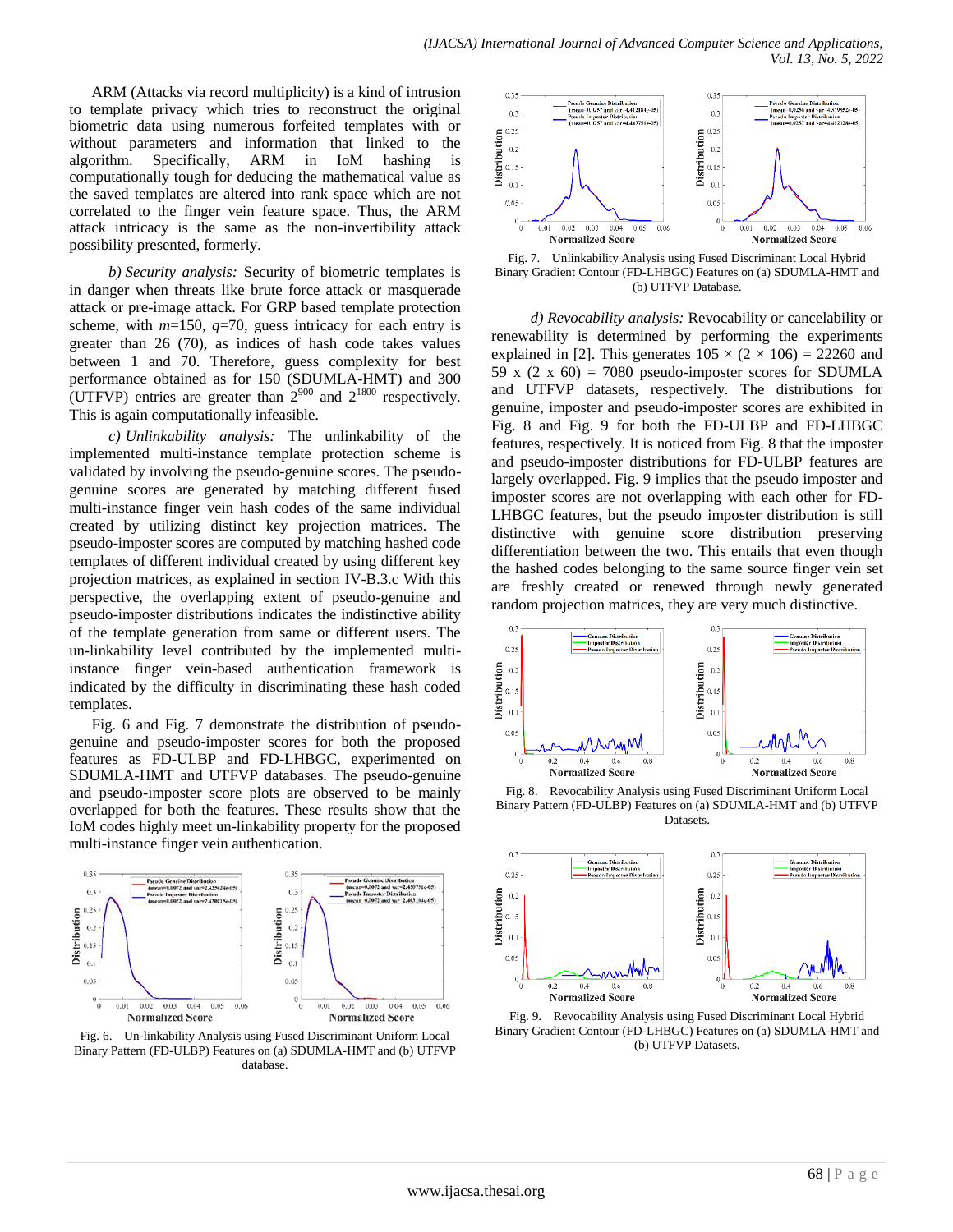ARM (Attacks via record multiplicity) is a kind of intrusion to template privacy which tries to reconstruct the original biometric data using numerous forfeited templates with or without parameters and information that linked to the algorithm. Specifically, ARM in IoM hashing is computationally tough for deducing the mathematical value as the saved templates are altered into rank space which are not correlated to the finger vein feature space. Thus, the ARM attack intricacy is the same as the non-invertibility attack possibility presented, formerly.

*b) Security analysis:* Security of biometric templates is in danger when threats like brute force attack or masquerade attack or pre-image attack. For GRP based template protection scheme, with $m$=150, $q$=70, guess intricacy for each entry is greater than 26 (70), as indices of hash code takes values between 1 and 70. Therefore, guess complexity for best performance obtained as for 150 (SDUMLA-HMT) and 300 (UTFVP) entries are greater than $2^{900}$ and $2^{1800}$ respectively. This is again computationally infeasible.

*c) Unlinkability analysis:* The unlinkability of the implemented multi-instance template protection scheme is validated by involving the pseudo-genuine scores. The pseudo-genuine scores are generated by matching different fused multi-instance finger vein hash codes of the same individual created by utilizing distinct key projection matrices. The pseudo-imposter scores are computed by matching hashed code templates of different individual created by using different key projection matrices, as explained in section IV-B.3.c With this perspective, the overlapping extent of pseudo-genuine and pseudo-imposter distributions indicates the indistinctive ability of the template generation from same or different users. The un-linkability level contributed by the implemented multi-instance finger vein-based authentication framework is indicated by the difficulty in discriminating these hash coded templates.

Fig. 6 and Fig. 7 demonstrate the distribution of pseudo-genuine and pseudo-imposter scores for both the proposed features as FD-ULBP and FD-LHBGC, experimented on SDUMLA-HMT and UTFVP databases. The pseudo-genuine and pseudo-imposter score plots are observed to be mainly overlapped for both the features. These results show that the IoM codes highly meet un-linkability property for the proposed multi-instance finger vein authentication.

Fig. 6. Un-linkability Analysis using Fused Discriminant Uniform Local Binary Pattern (FD-ULBP) Features on (a) SDUMLA-HMT and (b) UTFVP database.

Fig. 7. Unlinkability Analysis using Fused Discriminant Local Hybrid Binary Gradient Contour (FD-LHBGC) Features on (a) SDUMLA-HMT and (b) UTFVP Database.

*d) Revocability analysis:* Revocability or cancelability or renewability is determined by performing the experiments explained in [2]. This generates $105 \times (2 \times 106) = 22260$ and $59 \times (2 \times 60) = 7080$ pseudo-imposter scores for SDUMLA and UTFVP datasets, respectively. The distributions for genuine, imposter and pseudo-imposter scores are exhibited in Fig. 8 and Fig. 9 for both the FD-ULBP and FD-LHBGC features, respectively. It is noticed from Fig. 8 that the imposter and pseudo-imposter distributions for FD-ULBP features are largely overlapped. Fig. 9 implies that the pseudo imposter and imposter scores are not overlapping with each other for FD-LHBGC features, but the pseudo imposter distribution is still distinctive with genuine score distribution preserving differentiation between the two. This entails that even though the hashed codes belonging to the same source finger vein set are freshly created or renewed through newly generated random projection matrices, they are very much distinctive.

Fig. 8. Revocability Analysis using Fused Discriminant Uniform Local Binary Pattern (FD-ULBP) Features on (a) SDUMLA-HMT and (b) UTFVP Datasets.

Fig. 9. Revocability Analysis using Fused Discriminant Local Hybrid Binary Gradient Contour (FD-LHBGC) Features on (a) SDUMLA-HMT and (b) UTFVP Datasets.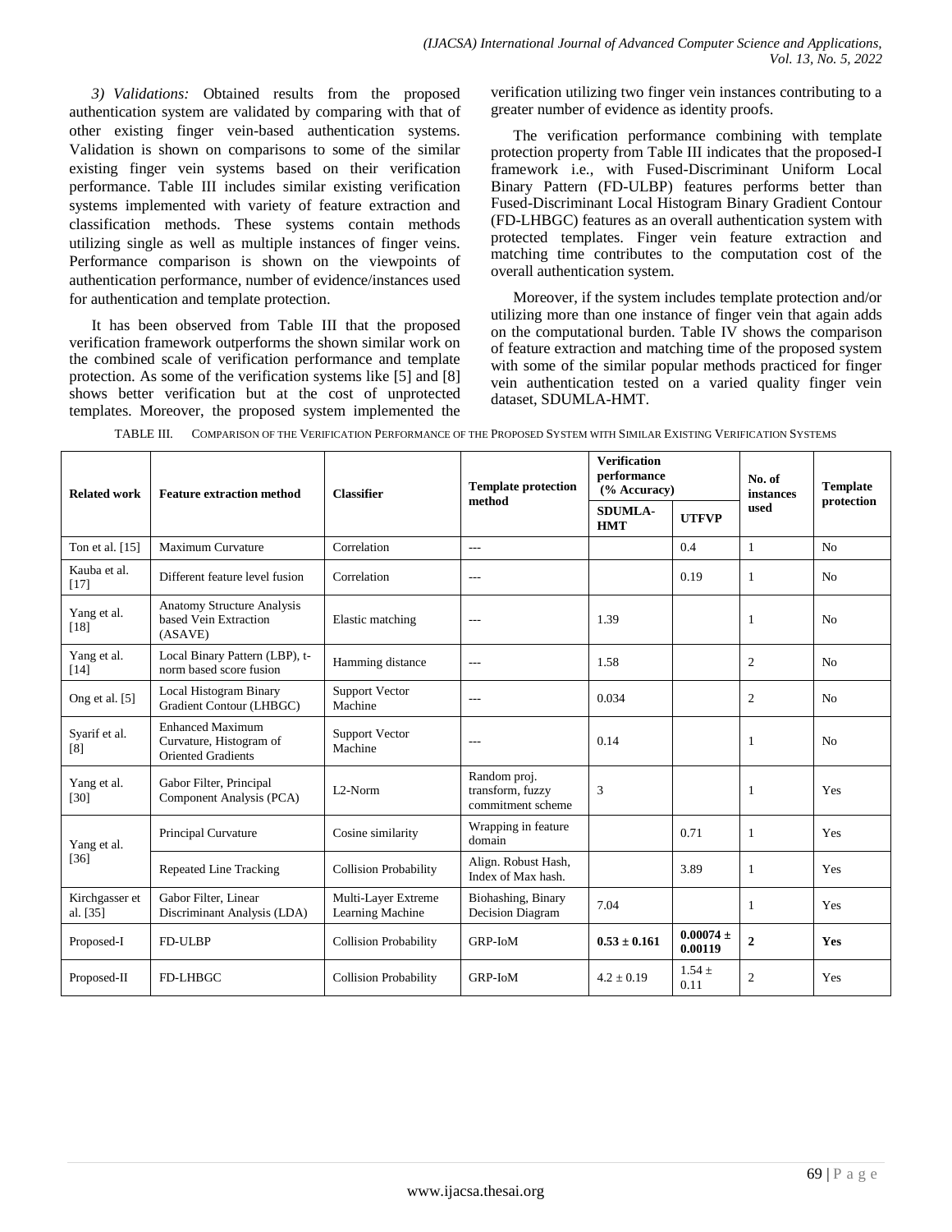*3) Validations:* Obtained results from the proposed authentication system are validated by comparing with that of other existing finger vein-based authentication systems. Validation is shown on comparisons to some of the similar existing finger vein systems based on their verification performance. Table III includes similar existing verification systems implemented with variety of feature extraction and classification methods. These systems contain methods utilizing single as well as multiple instances of finger veins. Performance comparison is shown on the viewpoints of authentication performance, number of evidence/instances used for authentication and template protection.

It has been observed from Table III that the proposed verification framework outperforms the shown similar work on the combined scale of verification performance and template protection. As some of the verification systems like [5] and [8] shows better verification but at the cost of unprotected templates. Moreover, the proposed system implemented the verification utilizing two finger vein instances contributing to a greater number of evidence as identity proofs.

The verification performance combining with template protection property from Table III indicates that the proposed-I framework i.e., with Fused-Discriminant Uniform Local Binary Pattern (FD-ULBP) features performs better than Fused-Discriminant Local Histogram Binary Gradient Contour (FD-LHBGC) features as an overall authentication system with protected templates. Finger vein feature extraction and matching time contributes to the computation cost of the overall authentication system.

Moreover, if the system includes template protection and/or utilizing more than one instance of finger vein that again adds on the computational burden. Table IV shows the comparison of feature extraction and matching time of the proposed system with some of the similar popular methods practiced for finger vein authentication tested on a varied quality finger vein dataset, SDUMLA-HMT.

TABLE III. COMPARISON OF THE VERIFICATION PERFORMANCE OF THE PROPOSED SYSTEM WITH SIMILAR EXISTING VERIFICATION SYSTEMS

| Related work | Feature extraction method | Classifier | Template protection method | Verification performance (% Accuracy) | | No. of instances used | Template protection |
|---|---|---|---|---|---|---|---|
| | | | | SDUMLA-HMT | UTFVP | | |
| Ton et al. [15] | Maximum Curvature | Correlation | --- | | 0.4 | 1 | No |
| Kauba et al. [17] | Different feature level fusion | Correlation | --- | | 0.19 | 1 | No |
| Yang et al. [18] | Anatomy Structure Analysis based Vein Extraction (ASAVE) | Elastic matching | --- | 1.39 | | 1 | No |
| Yang et al. [14] | Local Binary Pattern (LBP), t-norm based score fusion | Hamming distance | --- | 1.58 | | 2 | No |
| Ong et al. [5] | Local Histogram Binary Gradient Contour (LHBGC) | Support Vector Machine | --- | 0.034 | | 2 | No |
| Syarif et al. [8] | Enhanced Maximum Curvature, Histogram of Oriented Gradients | Support Vector Machine | --- | 0.14 | | 1 | No |
| Yang et al. [30] | Gabor Filter, Principal Component Analysis (PCA) | L2-Norm | Random proj. transform, fuzzy commitment scheme | 3 | | 1 | Yes |
| Yang et al. [36] | Principal Curvature | Cosine similarity | Wrapping in feature domain | | 0.71 | 1 | Yes |
| | Repeated Line Tracking | Collision Probability | Align. Robust Hash, Index of Max hash. | | 3.89 | 1 | Yes |
| Kirchgasser et al. [35] | Gabor Filter, Linear Discriminant Analysis (LDA) | Multi-Layer Extreme Learning Machine | Biohashing, Binary Decision Diagram | 7.04 | | 1 | Yes |
| Proposed-I | FD-ULBP | Collision Probability | GRP-IoM | **0.53 ± 0.161** | **0.00074 ± 0.00119** | **2** | **Yes** |
| Proposed-II | FD-LHBGC | Collision Probability | GRP-IoM | 4.2 ± 0.19 | 1.54 ± 0.11 | 2 | Yes |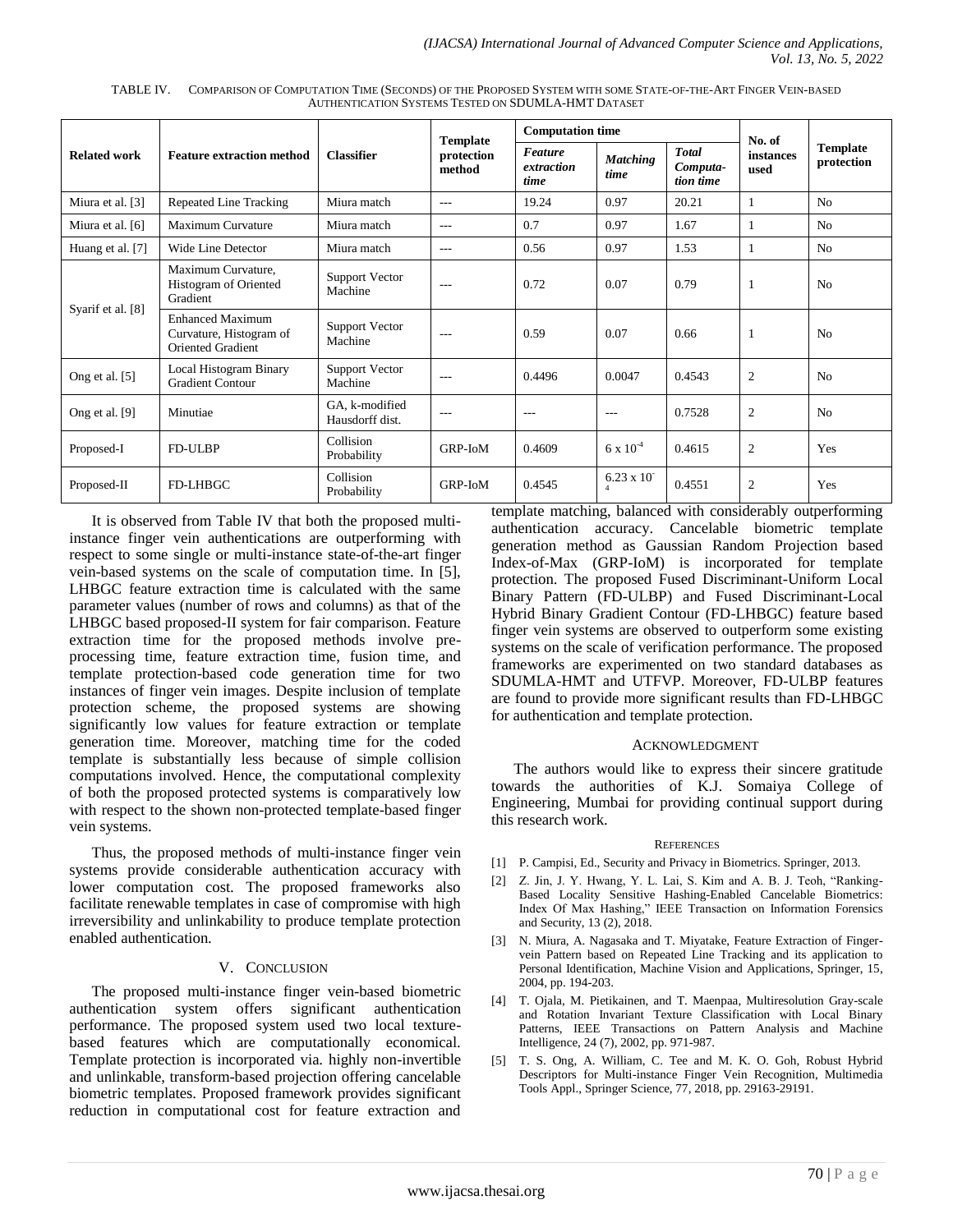TABLE IV. COMPARISON OF COMPUTATION TIME (SECONDS) OF THE PROPOSED SYSTEM WITH SOME STATE-OF-THE-ART FINGER VEIN-BASED AUTHENTICATION SYSTEMS TESTED ON SDUMLA-HMT DATASET

| Related work | Feature extraction method | Classifier | Template protection method | Computation time | | | No. of instances used | Template protection |
|---|---|---|---|---|---|---|---|---|
| | | | | *Feature extraction time* | *Matching time* | *Total Computa-tion time* | | |
| Miura et al. [3] | Repeated Line Tracking | Miura match | --- | 19.24 | 0.97 | 20.21 | 1 | No |
| Miura et al. [6] | Maximum Curvature | Miura match | --- | 0.7 | 0.97 | 1.67 | 1 | No |
| Huang et al. [7] | Wide Line Detector | Miura match | --- | 0.56 | 0.97 | 1.53 | 1 | No |
| Syarif et al. [8] | Maximum Curvature, Histogram of Oriented Gradient | Support Vector Machine | --- | 0.72 | 0.07 | 0.79 | 1 | No |
| | Enhanced Maximum Curvature, Histogram of Oriented Gradient | Support Vector Machine | --- | 0.59 | 0.07 | 0.66 | 1 | No |
| Ong et al. [5] | Local Histogram Binary Gradient Contour | Support Vector Machine | --- | 0.4496 | 0.0047 | 0.4543 | 2 | No |
| Ong et al. [9] | Minutiae | GA, k-modified Hausdorff dist. | --- | --- | --- | 0.7528 | 2 | No |
| Proposed-I | FD-ULBP | Collision Probability | GRP-IoM | 0.4609 | $6 \times 10^{-4}$ | 0.4615 | 2 | Yes |
| Proposed-II | FD-LHBGC | Collision Probability | GRP-IoM | 0.4545 | $6.23 \times 10^{-4}$ | 0.4551 | 2 | Yes |

It is observed from Table IV that both the proposed multi-instance finger vein authentications are outperforming with respect to some single or multi-instance state-of-the-art finger vein-based systems on the scale of computation time. In [5], LHBGC feature extraction time is calculated with the same parameter values (number of rows and columns) as that of the LHBGC based proposed-II system for fair comparison. Feature extraction time for the proposed methods involve pre-processing time, feature extraction time, fusion time, and template protection-based code generation time for two instances of finger vein images. Despite inclusion of template protection scheme, the proposed systems are showing significantly low values for feature extraction or template generation time. Moreover, matching time for the coded template is substantially less because of simple collision computations involved. Hence, the computational complexity of both the proposed protected systems is comparatively low with respect to the shown non-protected template-based finger vein systems.

Thus, the proposed methods of multi-instance finger vein systems provide considerable authentication accuracy with lower computation cost. The proposed frameworks also facilitate renewable templates in case of compromise with high irreversibility and unlinkability to produce template protection enabled authentication.

## V. CONCLUSION

The proposed multi-instance finger vein-based biometric authentication system offers significant authentication performance. The proposed system used two local texture-based features which are computationally economical. Template protection is incorporated via. highly non-invertible and unlinkable, transform-based projection offering cancelable biometric templates. Proposed framework provides significant reduction in computational cost for feature extraction and template matching, balanced with considerably outperforming authentication accuracy. Cancelable biometric template generation method as Gaussian Random Projection based Index-of-Max (GRP-IoM) is incorporated for template protection. The proposed Fused Discriminant-Uniform Local Binary Pattern (FD-ULBP) and Fused Discriminant-Local Hybrid Binary Gradient Contour (FD-LHBGC) feature based finger vein systems are observed to outperform some existing systems on the scale of verification performance. The proposed frameworks are experimented on two standard databases as SDUMLA-HMT and UTFVP. Moreover, FD-ULBP features are found to provide more significant results than FD-LHBGC for authentication and template protection.

## ACKNOWLEDGMENT

The authors would like to express their sincere gratitude towards the authorities of K.J. Somaiya College of Engineering, Mumbai for providing continual support during this research work.

## REFERENCES

[1] P. Campisi, Ed., Security and Privacy in Biometrics. Springer, 2013.

[2] Z. Jin, J. Y. Hwang, Y. L. Lai, S. Kim and A. B. J. Teoh, "Ranking-Based Locality Sensitive Hashing-Enabled Cancelable Biometrics: Index Of Max Hashing," IEEE Transaction on Information Forensics and Security, 13 (2), 2018.

[3] N. Miura, A. Nagasaka and T. Miyatake, Feature Extraction of Finger-vein Pattern based on Repeated Line Tracking and its application to Personal Identification, Machine Vision and Applications, Springer, 15, 2004, pp. 194-203.

[4] T. Ojala, M. Pietikainen, and T. Maenpaa, Multiresolution Gray-scale and Rotation Invariant Texture Classification with Local Binary Patterns, IEEE Transactions on Pattern Analysis and Machine Intelligence, 24 (7), 2002, pp. 971-987.

[5] T. S. Ong, A. William, C. Tee and M. K. O. Goh, Robust Hybrid Descriptors for Multi-instance Finger Vein Recognition, Multimedia Tools Appl., Springer Science, 77, 2018, pp. 29163-29191.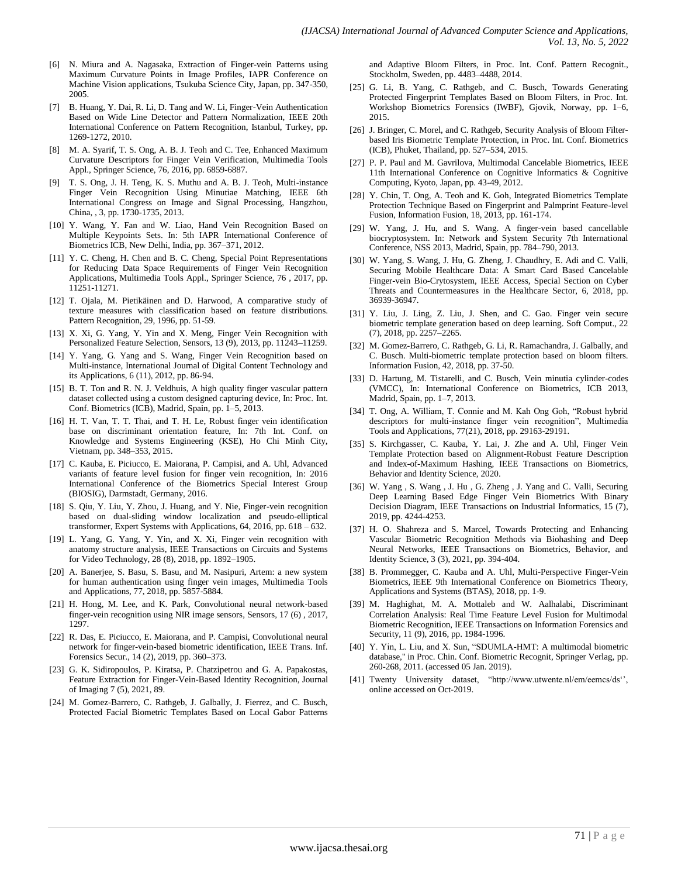[6] N. Miura and A. Nagasaka, Extraction of Finger-vein Patterns using Maximum Curvature Points in Image Profiles, IAPR Conference on Machine Vision applications, Tsukuba Science City, Japan, pp. 347-350, 2005.

[7] B. Huang, Y. Dai, R. Li, D. Tang and W. Li, Finger-Vein Authentication Based on Wide Line Detector and Pattern Normalization, IEEE 20th International Conference on Pattern Recognition, Istanbul, Turkey, pp. 1269-1272, 2010.

[8] M. A. Syarif, T. S. Ong, A. B. J. Teoh and C. Tee, Enhanced Maximum Curvature Descriptors for Finger Vein Verification, Multimedia Tools Appl., Springer Science, 76, 2016, pp. 6859-6887.

[9] T. S. Ong, J. H. Teng, K. S. Muthu and A. B. J. Teoh, Multi-instance Finger Vein Recognition Using Minutiae Matching, IEEE 6th International Congress on Image and Signal Processing, Hangzhou, China, , 3, pp. 1730-1735, 2013.

[10] Y. Wang, Y. Fan and W. Liao, Hand Vein Recognition Based on Multiple Keypoints Sets. In: 5th IAPR International Conference of Biometrics ICB, New Delhi, India, pp. 367–371, 2012.

[11] Y. C. Cheng, H. Chen and B. C. Cheng, Special Point Representations for Reducing Data Space Requirements of Finger Vein Recognition Applications, Multimedia Tools Appl., Springer Science, 76 , 2017, pp. 11251-11271.

[12] T. Ojala, M. Pietikäinen and D. Harwood, A comparative study of texture measures with classification based on feature distributions. Pattern Recognition, 29, 1996, pp. 51-59.

[13] X. Xi, G. Yang, Y. Yin and X. Meng, Finger Vein Recognition with Personalized Feature Selection, Sensors, 13 (9), 2013, pp. 11243–11259.

[14] Y. Yang, G. Yang and S. Wang, Finger Vein Recognition based on Multi-instance, International Journal of Digital Content Technology and its Applications, 6 (11), 2012, pp. 86-94.

[15] B. T. Ton and R. N. J. Veldhuis, A high quality finger vascular pattern dataset collected using a custom designed capturing device, In: Proc. Int. Conf. Biometrics (ICB), Madrid, Spain, pp. 1–5, 2013.

[16] H. T. Van, T. T. Thai, and T. H. Le, Robust finger vein identification base on discriminant orientation feature, In: 7th Int. Conf. on Knowledge and Systems Engineering (KSE), Ho Chi Minh City, Vietnam, pp. 348–353, 2015.

[17] C. Kauba, E. Piciucco, E. Maiorana, P. Campisi, and A. Uhl, Advanced variants of feature level fusion for finger vein recognition, In: 2016 International Conference of the Biometrics Special Interest Group (BIOSIG), Darmstadt, Germany, 2016.

[18] S. Qiu, Y. Liu, Y. Zhou, J. Huang, and Y. Nie, Finger-vein recognition based on dual-sliding window localization and pseudo-elliptical transformer, Expert Systems with Applications, 64, 2016, pp. 618 – 632.

[19] L. Yang, G. Yang, Y. Yin, and X. Xi, Finger vein recognition with anatomy structure analysis, IEEE Transactions on Circuits and Systems for Video Technology, 28 (8), 2018, pp. 1892–1905.

[20] A. Banerjee, S. Basu, S. Basu, and M. Nasipuri, Artem: a new system for human authentication using finger vein images, Multimedia Tools and Applications, 77, 2018, pp. 5857-5884.

[21] H. Hong, M. Lee, and K. Park, Convolutional neural network-based finger-vein recognition using NIR image sensors, Sensors, 17 (6) , 2017, 1297.

[22] R. Das, E. Piciucco, E. Maiorana, and P. Campisi, Convolutional neural network for finger-vein-based biometric identification, IEEE Trans. Inf. Forensics Secur., 14 (2), 2019, pp. 360–373.

[23] G. K. Sidiropoulos, P. Kiratsa, P. Chatzipetrou and G. A. Papakostas, Feature Extraction for Finger-Vein-Based Identity Recognition, Journal of Imaging 7 (5), 2021, 89.

[24] M. Gomez-Barrero, C. Rathgeb, J. Galbally, J. Fierrez, and C. Busch, Protected Facial Biometric Templates Based on Local Gabor Patterns and Adaptive Bloom Filters, in Proc. Int. Conf. Pattern Recognit., Stockholm, Sweden, pp. 4483–4488, 2014.

[25] G. Li, B. Yang, C. Rathgeb, and C. Busch, Towards Generating Protected Fingerprint Templates Based on Bloom Filters, in Proc. Int. Workshop Biometrics Forensics (IWBF), Gjovik, Norway, pp. 1–6, 2015.

[26] J. Bringer, C. Morel, and C. Rathgeb, Security Analysis of Bloom Filter-based Iris Biometric Template Protection, in Proc. Int. Conf. Biometrics (ICB), Phuket, Thailand, pp. 527–534, 2015.

[27] P. P. Paul and M. Gavrilova, Multimodal Cancelable Biometrics, IEEE 11th International Conference on Cognitive Informatics & Cognitive Computing, Kyoto, Japan, pp. 43-49, 2012.

[28] Y. Chin, T. Ong, A. Teoh and K. Goh, Integrated Biometrics Template Protection Technique Based on Fingerprint and Palmprint Feature-level Fusion, Information Fusion, 18, 2013, pp. 161-174.

[29] W. Yang, J. Hu, and S. Wang. A finger-vein based cancellable biocryptosystem. In: Network and System Security 7th International Conference, NSS 2013, Madrid, Spain, pp. 784–790, 2013.

[30] W. Yang, S. Wang, J. Hu, G. Zheng, J. Chaudhry, E. Adi and C. Valli, Securing Mobile Healthcare Data: A Smart Card Based Cancelable Finger-vein Bio-Crytosystem, IEEE Access, Special Section on Cyber Threats and Countermeasures in the Healthcare Sector, 6, 2018, pp. 36939-36947.

[31] Y. Liu, J. Ling, Z. Liu, J. Shen, and C. Gao. Finger vein secure biometric template generation based on deep learning. Soft Comput., 22 (7), 2018, pp. 2257–2265.

[32] M. Gomez-Barrero, C. Rathgeb, G. Li, R. Ramachandra, J. Galbally, and C. Busch. Multi-biometric template protection based on bloom filters. Information Fusion, 42, 2018, pp. 37-50.

[33] D. Hartung, M. Tistarelli, and C. Busch, Vein minutia cylinder-codes (VMCC), In: International Conference on Biometrics, ICB 2013, Madrid, Spain, pp. 1–7, 2013.

[34] T. Ong, A. William, T. Connie and M. Kah Ong Goh, "Robust hybrid descriptors for multi-instance finger vein recognition", Multimedia Tools and Applications, 77(21), 2018, pp. 29163-29191.

[35] S. Kirchgasser, C. Kauba, Y. Lai, J. Zhe and A. Uhl, Finger Vein Template Protection based on Alignment-Robust Feature Description and Index-of-Maximum Hashing, IEEE Transactions on Biometrics, Behavior and Identity Science, 2020.

[36] W. Yang , S. Wang , J. Hu , G. Zheng , J. Yang and C. Valli, Securing Deep Learning Based Edge Finger Vein Biometrics With Binary Decision Diagram, IEEE Transactions on Industrial Informatics, 15 (7), 2019, pp. 4244-4253.

[37] H. O. Shahreza and S. Marcel, Towards Protecting and Enhancing Vascular Biometric Recognition Methods via Biohashing and Deep Neural Networks, IEEE Transactions on Biometrics, Behavior, and Identity Science, 3 (3), 2021, pp. 394-404.

[38] B. Prommegger, C. Kauba and A. Uhl, Multi-Perspective Finger-Vein Biometrics, IEEE 9th International Conference on Biometrics Theory, Applications and Systems (BTAS), 2018, pp. 1-9.

[39] M. Haghighat, M. A. Mottaleb and W. Aalhalabi, Discriminant Correlation Analysis: Real Time Feature Level Fusion for Multimodal Biometric Recognition, IEEE Transactions on Information Forensics and Security, 11 (9), 2016, pp. 1984-1996.

[40] Y. Yin, L. Liu, and X. Sun, "SDUMLA-HMT: A multimodal biometric database," in Proc. Chin. Conf. Biometric Recognit, Springer Verlag, pp. 260-268, 2011. (accessed 05 Jan. 2019).

[41] Twenty University dataset, "http://www.utwente.nl/em/eemcs/ds'', online accessed on Oct-2019.